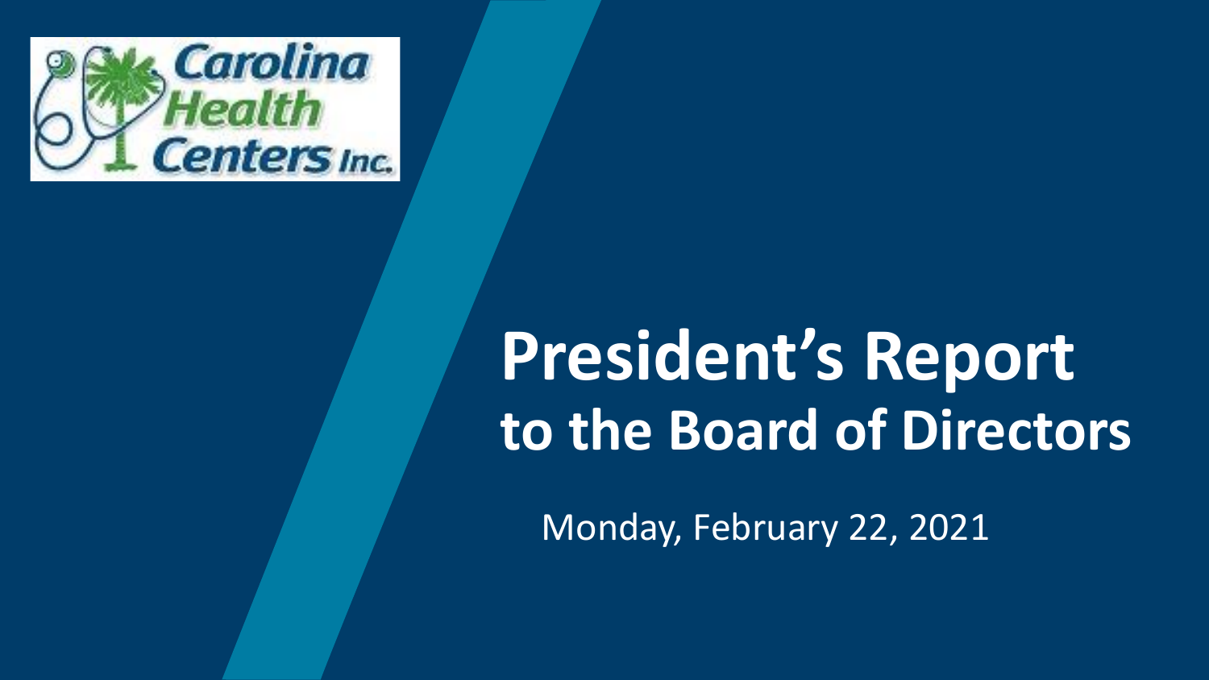Carolina Health Centers Inc.

# President's Report to the Board of Directors

Monday, February 22, 2021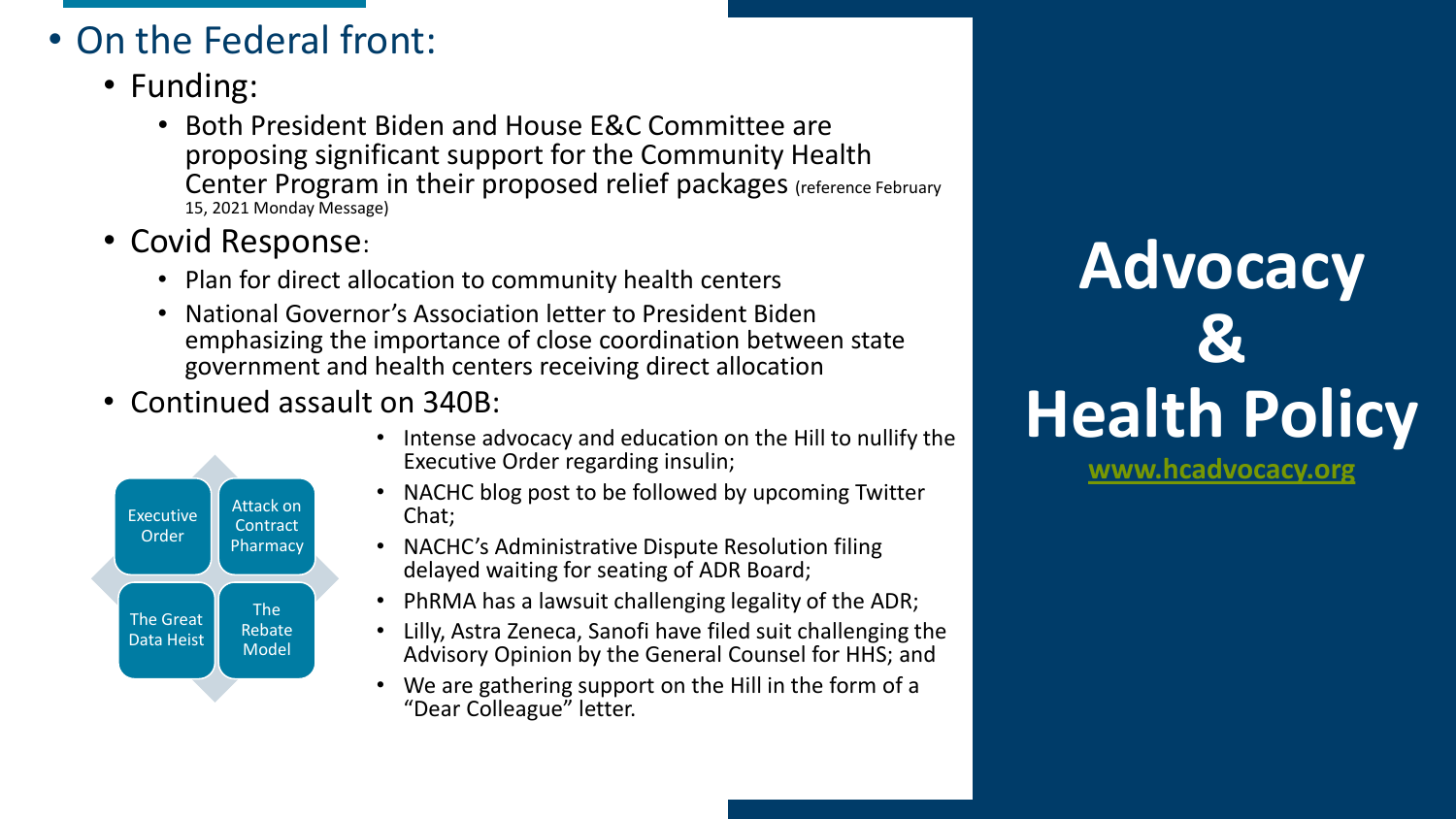# Advocacy & Health Policy

[www.hcadvocacy.org](http://www.hcadvocacy.org)

- On the Federal front:
  - Funding:
    - Both President Biden and House E&C Committee are proposing significant support for the Community Health Center Program in their proposed relief packages (reference February 15, 2021 Monday Message)
  - Covid Response:
    - Plan for direct allocation to community health centers
    - National Governor's Association letter to President Biden emphasizing the importance of close coordination between state government and health centers receiving direct allocation
  - Continued assault on 340B:
    - Executive Order
    - Attack on Contract Pharmacy
    - The Great Data Heist
    - The Rebate Model

    - Intense advocacy and education on the Hill to nullify the Executive Order regarding insulin;
    - NACHC blog post to be followed by upcoming Twitter Chat;
    - NACHC's Administrative Dispute Resolution filing delayed waiting for seating of ADR Board;
    - PhRMA has a lawsuit challenging legality of the ADR;
    - Lilly, Astra Zeneca, Sanofi have filed suit challenging the Advisory Opinion by the General Counsel for HHS; and
    - We are gathering support on the Hill in the form of a "Dear Colleague" letter.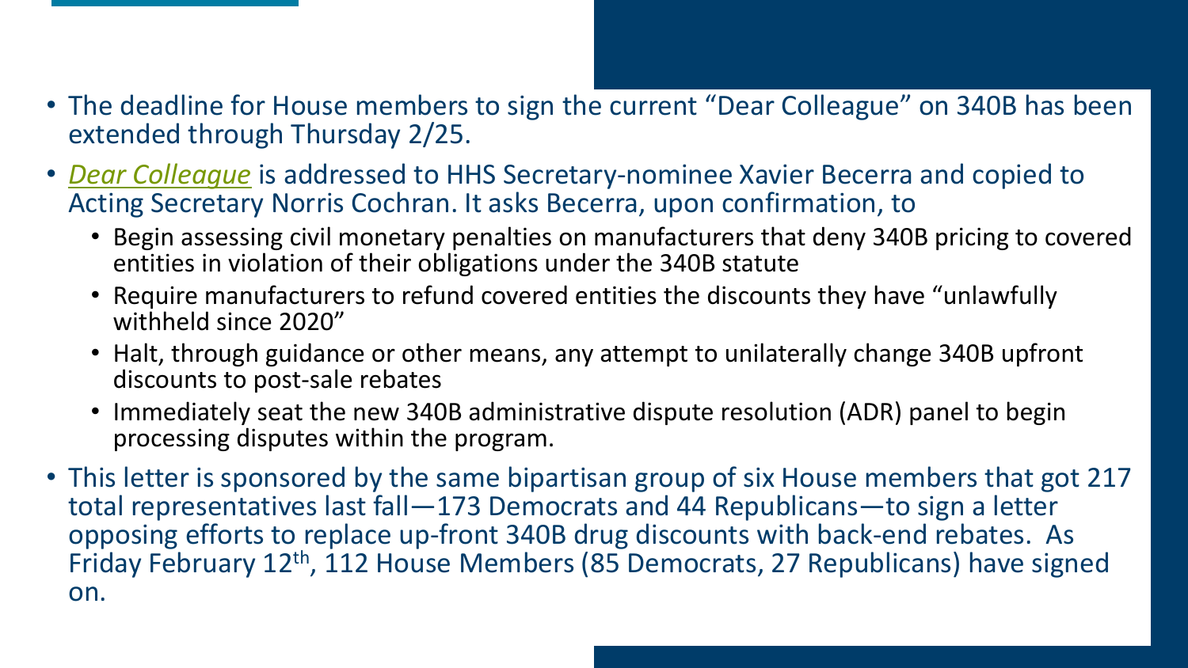- The deadline for House members to sign the current "Dear Colleague" on 340B has been extended through Thursday 2/25.
- *Dear Colleague* is addressed to HHS Secretary-nominee Xavier Becerra and copied to Acting Secretary Norris Cochran. It asks Becerra, upon confirmation, to
  - Begin assessing civil monetary penalties on manufacturers that deny 340B pricing to covered entities in violation of their obligations under the 340B statute
  - Require manufacturers to refund covered entities the discounts they have "unlawfully withheld since 2020"
  - Halt, through guidance or other means, any attempt to unilaterally change 340B upfront discounts to post-sale rebates
  - Immediately seat the new 340B administrative dispute resolution (ADR) panel to begin processing disputes within the program.
- This letter is sponsored by the same bipartisan group of six House members that got 217 total representatives last fall—173 Democrats and 44 Republicans—to sign a letter opposing efforts to replace up-front 340B drug discounts with back-end rebates. As Friday February 12th, 112 House Members (85 Democrats, 27 Republicans) have signed on.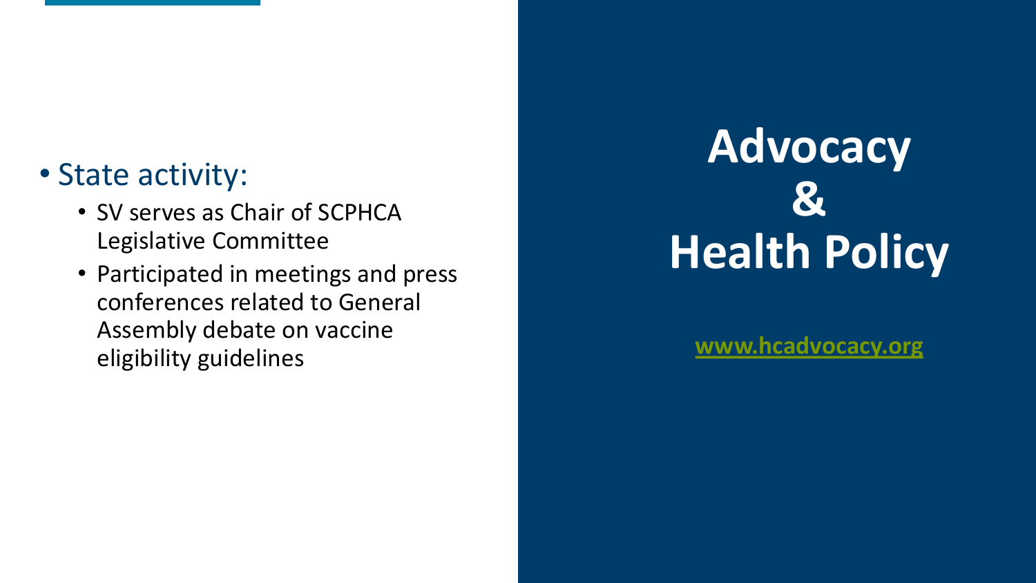# Advocacy & Health Policy

[www.hcadvocacy.org](http://www.hcadvocacy.org)

- State activity:
  - SV serves as Chair of SCPHCA Legislative Committee
  - Participated in meetings and press conferences related to General Assembly debate on vaccine eligibility guidelines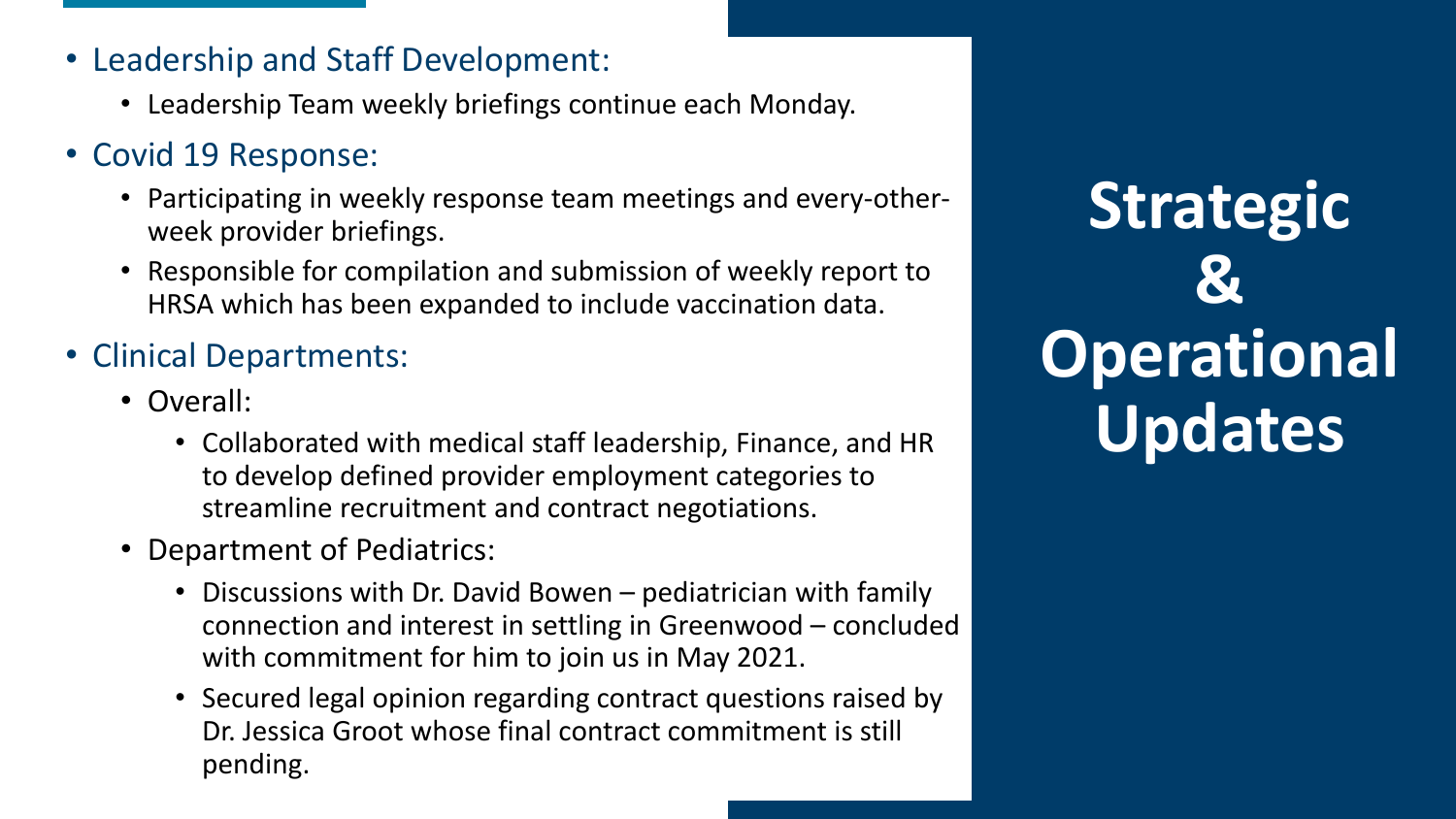# Strategic & Operational Updates

- Leadership and Staff Development:
  - Leadership Team weekly briefings continue each Monday.
- Covid 19 Response:
  - Participating in weekly response team meetings and every-other-week provider briefings.
  - Responsible for compilation and submission of weekly report to HRSA which has been expanded to include vaccination data.
- Clinical Departments:
  - Overall:
    - Collaborated with medical staff leadership, Finance, and HR to develop defined provider employment categories to streamline recruitment and contract negotiations.
  - Department of Pediatrics:
    - Discussions with Dr. David Bowen – pediatrician with family connection and interest in settling in Greenwood – concluded with commitment for him to join us in May 2021.
    - Secured legal opinion regarding contract questions raised by Dr. Jessica Groot whose final contract commitment is still pending.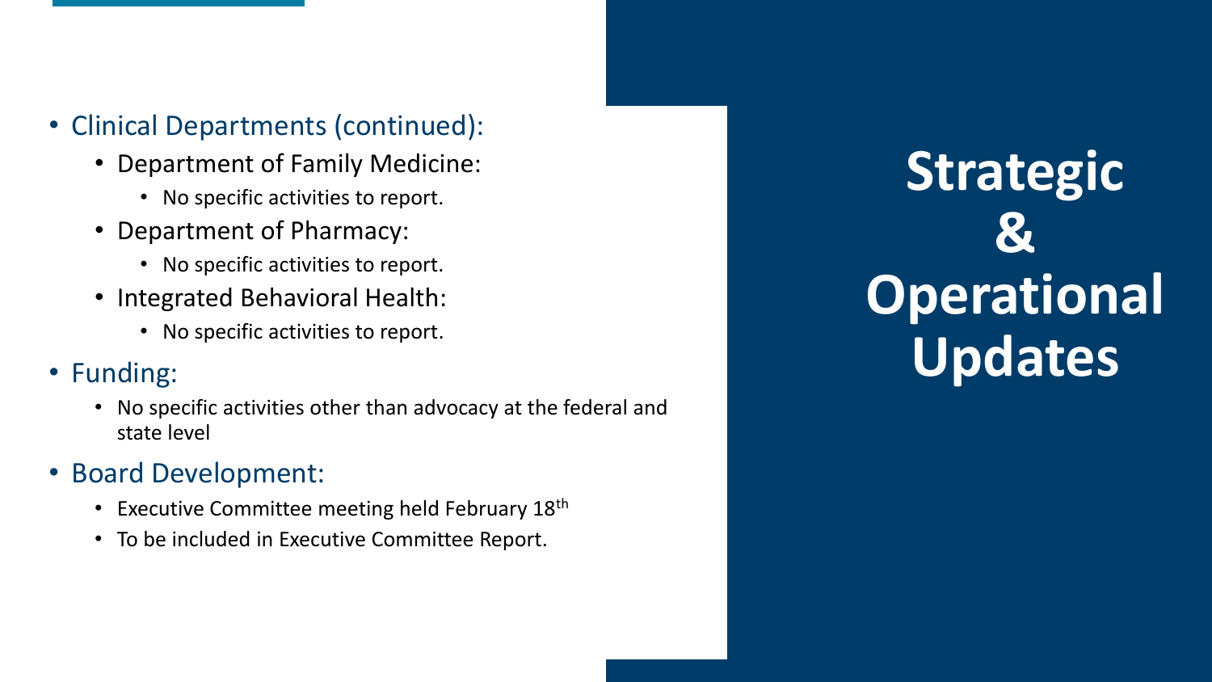# Strategic & Operational Updates

- Clinical Departments (continued):
  - Department of Family Medicine:
    - No specific activities to report.
  - Department of Pharmacy:
    - No specific activities to report.
  - Integrated Behavioral Health:
    - No specific activities to report.
- Funding:
  - No specific activities other than advocacy at the federal and state level
- Board Development:
  - Executive Committee meeting held February 18th
  - To be included in Executive Committee Report.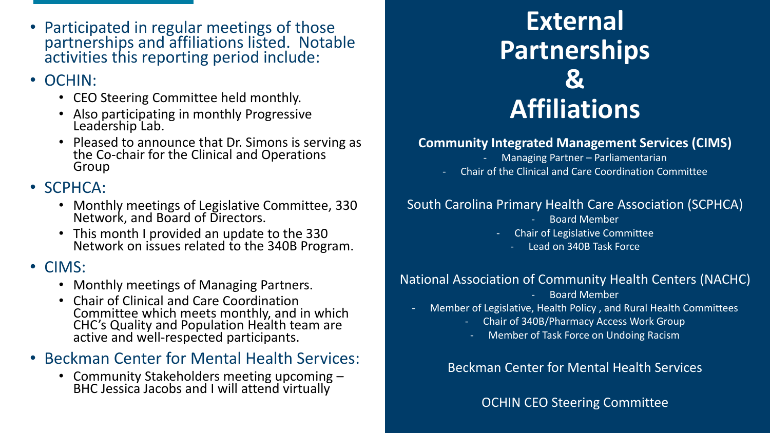# External Partnerships & Affiliations

- Participated in regular meetings of those partnerships and affiliations listed. Notable activities this reporting period include:
- OCHIN:
  - CEO Steering Committee held monthly.
  - Also participating in monthly Progressive Leadership Lab.
  - Pleased to announce that Dr. Simons is serving as the Co-chair for the Clinical and Operations Group
- SCPHCA:
  - Monthly meetings of Legislative Committee, 330 Network, and Board of Directors.
  - This month I provided an update to the 330 Network on issues related to the 340B Program.
- CIMS:
  - Monthly meetings of Managing Partners.
  - Chair of Clinical and Care Coordination Committee which meets monthly, and in which CHC's Quality and Population Health team are active and well-respected participants.
- Beckman Center for Mental Health Services:
  - Community Stakeholders meeting upcoming – BHC Jessica Jacobs and I will attend virtually

**Community Integrated Management Services (CIMS)**

- Managing Partner – Parliamentarian
- Chair of the Clinical and Care Coordination Committee

South Carolina Primary Health Care Association (SCPHCA)

- Board Member
- Chair of Legislative Committee
- Lead on 340B Task Force

National Association of Community Health Centers (NACHC)

- Board Member
- Member of Legislative, Health Policy , and Rural Health Committees
- Chair of 340B/Pharmacy Access Work Group
- Member of Task Force on Undoing Racism

Beckman Center for Mental Health Services

OCHIN CEO Steering Committee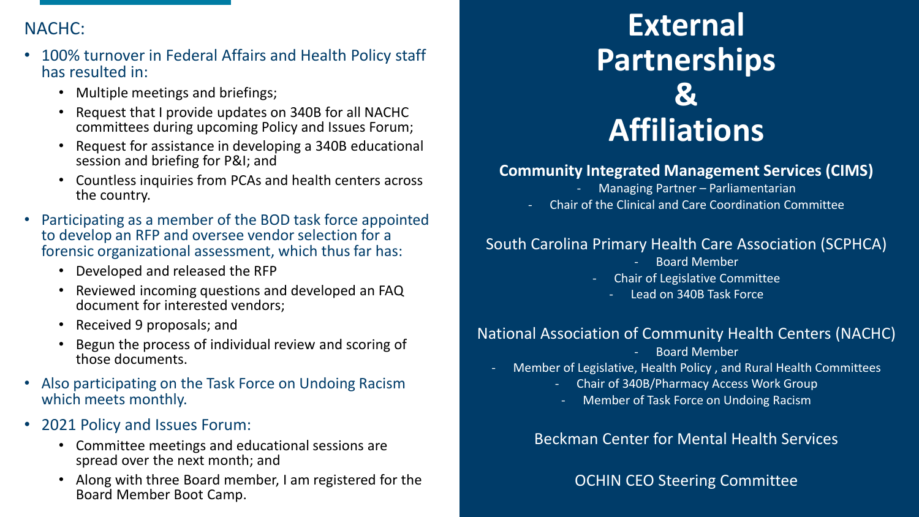# External Partnerships & Affiliations

NACHC:

- 100% turnover in Federal Affairs and Health Policy staff has resulted in:
  - Multiple meetings and briefings;
  - Request that I provide updates on 340B for all NACHC committees during upcoming Policy and Issues Forum;
  - Request for assistance in developing a 340B educational session and briefing for P&I; and
  - Countless inquiries from PCAs and health centers across the country.
- Participating as a member of the BOD task force appointed to develop an RFP and oversee vendor selection for a forensic organizational assessment, which thus far has:
  - Developed and released the RFP
  - Reviewed incoming questions and developed an FAQ document for interested vendors;
  - Received 9 proposals; and
  - Begun the process of individual review and scoring of those documents.
- Also participating on the Task Force on Undoing Racism which meets monthly.
- 2021 Policy and Issues Forum:
  - Committee meetings and educational sessions are spread over the next month; and
  - Along with three Board member, I am registered for the Board Member Boot Camp.

**Community Integrated Management Services (CIMS)**

- Managing Partner – Parliamentarian
- Chair of the Clinical and Care Coordination Committee

South Carolina Primary Health Care Association (SCPHCA)

- Board Member
- Chair of Legislative Committee
- Lead on 340B Task Force

National Association of Community Health Centers (NACHC)

- Board Member
- Member of Legislative, Health Policy , and Rural Health Committees
- Chair of 340B/Pharmacy Access Work Group
- Member of Task Force on Undoing Racism

Beckman Center for Mental Health Services

OCHIN CEO Steering Committee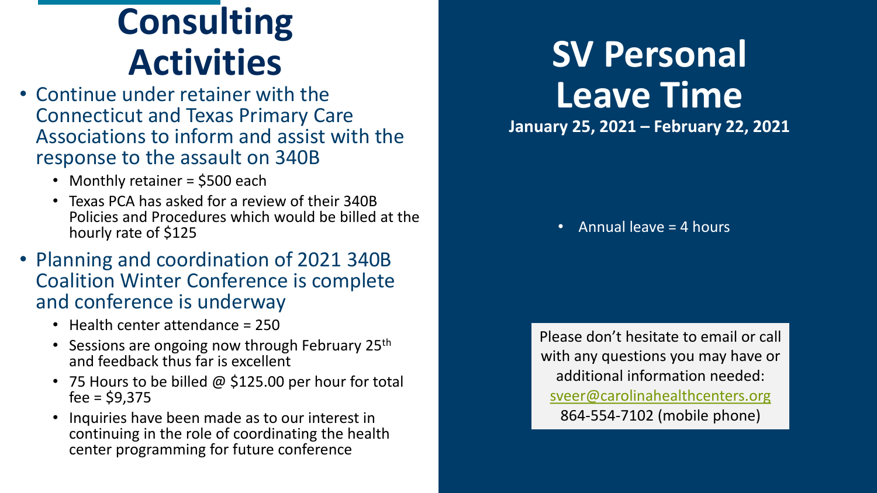# Consulting Activities

- Continue under retainer with the Connecticut and Texas Primary Care Associations to inform and assist with the response to the assault on 340B
  - Monthly retainer = $500 each
  - Texas PCA has asked for a review of their 340B Policies and Procedures which would be billed at the hourly rate of $125
- Planning and coordination of 2021 340B Coalition Winter Conference is complete and conference is underway
  - Health center attendance = 250
  - Sessions are ongoing now through February 25th and feedback thus far is excellent
  - 75 Hours to be billed @ $125.00 per hour for total fee = $9,375
  - Inquiries have been made as to our interest in continuing in the role of coordinating the health center programming for future conference

# SV Personal Leave Time

**January 25, 2021 – February 22, 2021**

- Annual leave = 4 hours

Please don't hesitate to email or call with any questions you may have or additional information needed:
sveer@carolinahealthcenters.org
864-554-7102 (mobile phone)